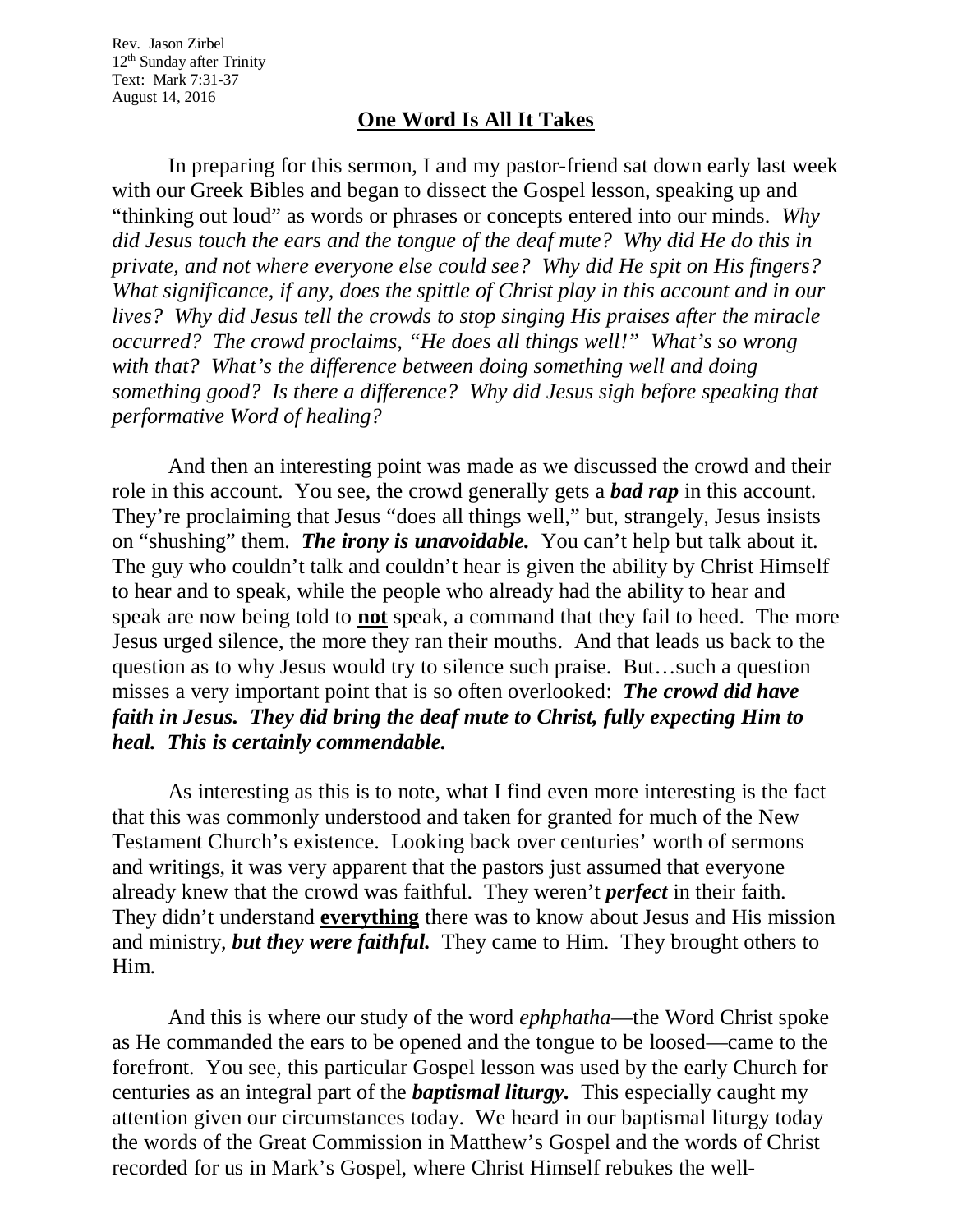Rev. Jason Zirbel
12th Sunday after Trinity
Text: Mark 7:31-37
August 14, 2016

## One Word Is All It Takes

In preparing for this sermon, I and my pastor-friend sat down early last week with our Greek Bibles and began to dissect the Gospel lesson, speaking up and "thinking out loud" as words or phrases or concepts entered into our minds. *Why did Jesus touch the ears and the tongue of the deaf mute? Why did He do this in private, and not where everyone else could see? Why did He spit on His fingers? What significance, if any, does the spittle of Christ play in this account and in our lives? Why did Jesus tell the crowds to stop singing His praises after the miracle occurred? The crowd proclaims, "He does all things well!" What's so wrong with that? What's the difference between doing something well and doing something good? Is there a difference? Why did Jesus sigh before speaking that performative Word of healing?*

And then an interesting point was made as we discussed the crowd and their role in this account. You see, the crowd generally gets a ***bad rap*** in this account. They're proclaiming that Jesus "does all things well," but, strangely, Jesus insists on "shushing" them. ***The irony is unavoidable.*** You can't help but talk about it. The guy who couldn't talk and couldn't hear is given the ability by Christ Himself to hear and to speak, while the people who already had the ability to hear and speak are now being told to <u>**not**</u> speak, a command that they fail to heed. The more Jesus urged silence, the more they ran their mouths. And that leads us back to the question as to why Jesus would try to silence such praise. But…such a question misses a very important point that is so often overlooked: ***The crowd did have faith in Jesus. They did bring the deaf mute to Christ, fully expecting Him to heal. This is certainly commendable.***

As interesting as this is to note, what I find even more interesting is the fact that this was commonly understood and taken for granted for much of the New Testament Church's existence. Looking back over centuries' worth of sermons and writings, it was very apparent that the pastors just assumed that everyone already knew that the crowd was faithful. They weren't ***perfect*** in their faith. They didn't understand <u>**everything**</u> there was to know about Jesus and His mission and ministry, ***but they were faithful.*** They came to Him. They brought others to Him.

And this is where our study of the word *ephphatha*—the Word Christ spoke as He commanded the ears to be opened and the tongue to be loosed—came to the forefront. You see, this particular Gospel lesson was used by the early Church for centuries as an integral part of the ***baptismal liturgy.*** This especially caught my attention given our circumstances today. We heard in our baptismal liturgy today the words of the Great Commission in Matthew's Gospel and the words of Christ recorded for us in Mark's Gospel, where Christ Himself rebukes the well-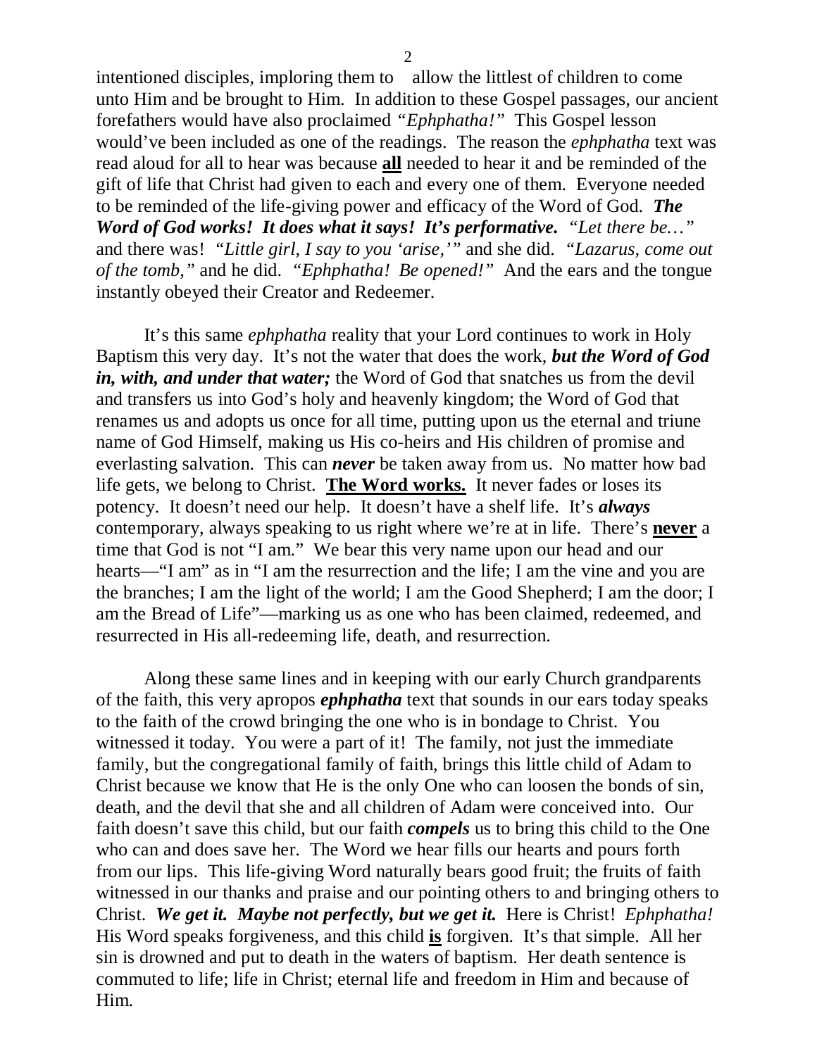intentioned disciples, imploring them to allow the littlest of children to come unto Him and be brought to Him. In addition to these Gospel passages, our ancient forefathers would have also proclaimed *"Ephphatha!"* This Gospel lesson would've been included as one of the readings. The reason the *ephphatha* text was read aloud for all to hear was because **all** needed to hear it and be reminded of the gift of life that Christ had given to each and every one of them. Everyone needed to be reminded of the life-giving power and efficacy of the Word of God. ***The Word of God works! It does what it says! It's performative.*** *"Let there be…"* and there was! *"Little girl, I say to you 'arise,'"* and she did. *"Lazarus, come out of the tomb,"* and he did. *"Ephphatha! Be opened!"* And the ears and the tongue instantly obeyed their Creator and Redeemer.

It's this same *ephphatha* reality that your Lord continues to work in Holy Baptism this very day. It's not the water that does the work, ***but the Word of God in, with, and under that water;*** the Word of God that snatches us from the devil and transfers us into God's holy and heavenly kingdom; the Word of God that renames us and adopts us once for all time, putting upon us the eternal and triune name of God Himself, making us His co-heirs and His children of promise and everlasting salvation. This can ***never*** be taken away from us. No matter how bad life gets, we belong to Christ. **The Word works.** It never fades or loses its potency. It doesn't need our help. It doesn't have a shelf life. It's ***always*** contemporary, always speaking to us right where we're at in life. There's **never** a time that God is not "I am." We bear this very name upon our head and our hearts—"I am" as in "I am the resurrection and the life; I am the vine and you are the branches; I am the light of the world; I am the Good Shepherd; I am the door; I am the Bread of Life"—marking us as one who has been claimed, redeemed, and resurrected in His all-redeeming life, death, and resurrection.

Along these same lines and in keeping with our early Church grandparents of the faith, this very apropos ***ephphatha*** text that sounds in our ears today speaks to the faith of the crowd bringing the one who is in bondage to Christ. You witnessed it today. You were a part of it! The family, not just the immediate family, but the congregational family of faith, brings this little child of Adam to Christ because we know that He is the only One who can loosen the bonds of sin, death, and the devil that she and all children of Adam were conceived into. Our faith doesn't save this child, but our faith ***compels*** us to bring this child to the One who can and does save her. The Word we hear fills our hearts and pours forth from our lips. This life-giving Word naturally bears good fruit; the fruits of faith witnessed in our thanks and praise and our pointing others to and bringing others to Christ. ***We get it. Maybe not perfectly, but we get it.*** Here is Christ! *Ephphatha!* His Word speaks forgiveness, and this child **is** forgiven. It's that simple. All her sin is drowned and put to death in the waters of baptism. Her death sentence is commuted to life; life in Christ; eternal life and freedom in Him and because of Him.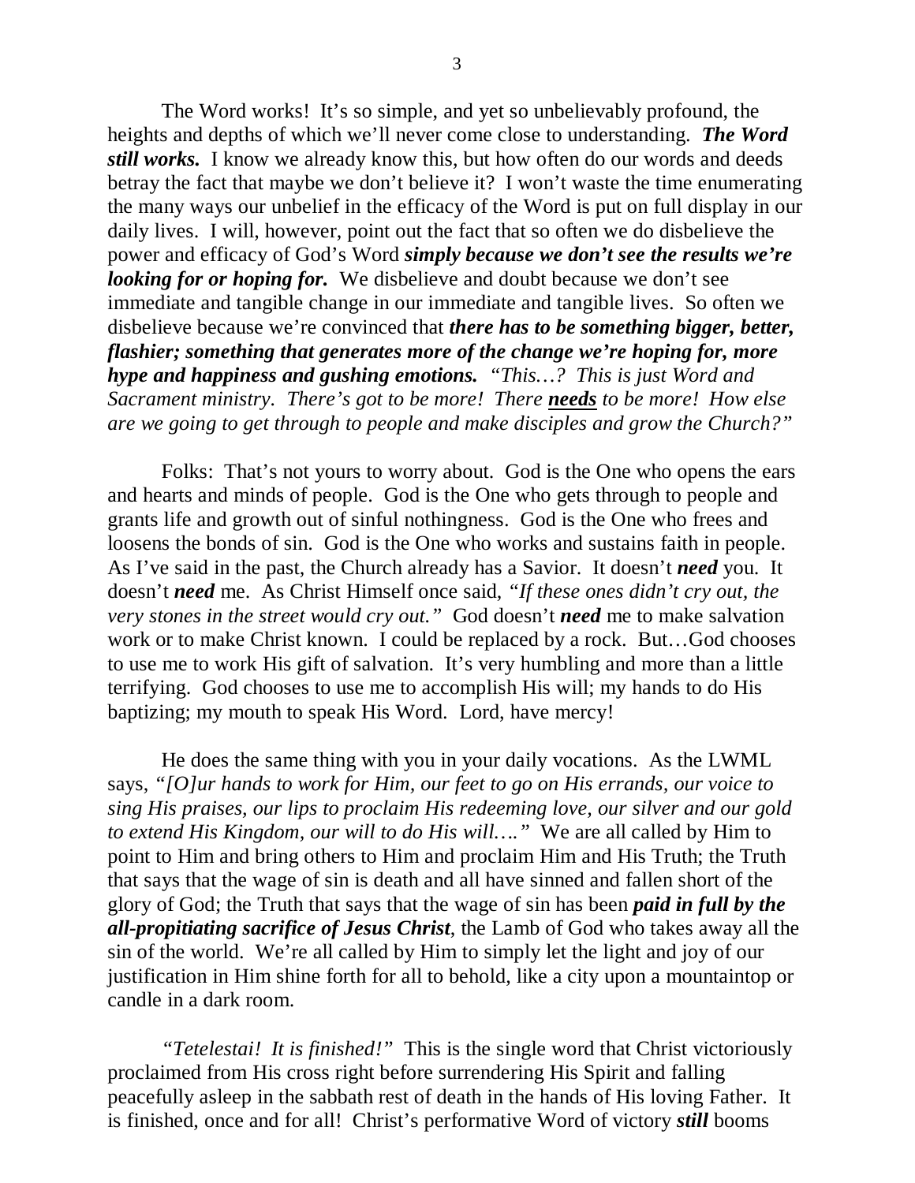The Word works! It's so simple, and yet so unbelievably profound, the heights and depths of which we'll never come close to understanding. ***The Word still works.*** I know we already know this, but how often do our words and deeds betray the fact that maybe we don't believe it? I won't waste the time enumerating the many ways our unbelief in the efficacy of the Word is put on full display in our daily lives. I will, however, point out the fact that so often we do disbelieve the power and efficacy of God's Word ***simply because we don't see the results we're looking for or hoping for.*** We disbelieve and doubt because we don't see immediate and tangible change in our immediate and tangible lives. So often we disbelieve because we're convinced that ***there has to be something bigger, better, flashier; something that generates more of the change we're hoping for, more hype and happiness and gushing emotions.*** *"This…? This is just Word and Sacrament ministry. There's got to be more! There* ***<u>needs</u>*** *to be more! How else are we going to get through to people and make disciples and grow the Church?"*

Folks: That's not yours to worry about. God is the One who opens the ears and hearts and minds of people. God is the One who gets through to people and grants life and growth out of sinful nothingness. God is the One who frees and loosens the bonds of sin. God is the One who works and sustains faith in people. As I've said in the past, the Church already has a Savior. It doesn't ***need*** you. It doesn't ***need*** me. As Christ Himself once said, *"If these ones didn't cry out, the very stones in the street would cry out."* God doesn't ***need*** me to make salvation work or to make Christ known. I could be replaced by a rock. But…God chooses to use me to work His gift of salvation. It's very humbling and more than a little terrifying. God chooses to use me to accomplish His will; my hands to do His baptizing; my mouth to speak His Word. Lord, have mercy!

He does the same thing with you in your daily vocations. As the LWML says, *"[O]ur hands to work for Him, our feet to go on His errands, our voice to sing His praises, our lips to proclaim His redeeming love, our silver and our gold to extend His Kingdom, our will to do His will…."* We are all called by Him to point to Him and bring others to Him and proclaim Him and His Truth; the Truth that says that the wage of sin is death and all have sinned and fallen short of the glory of God; the Truth that says that the wage of sin has been ***paid in full by the all-propitiating sacrifice of Jesus Christ***, the Lamb of God who takes away all the sin of the world. We're all called by Him to simply let the light and joy of our justification in Him shine forth for all to behold, like a city upon a mountaintop or candle in a dark room.

*"Tetelestai! It is finished!"* This is the single word that Christ victoriously proclaimed from His cross right before surrendering His Spirit and falling peacefully asleep in the sabbath rest of death in the hands of His loving Father. It is finished, once and for all! Christ's performative Word of victory ***still*** booms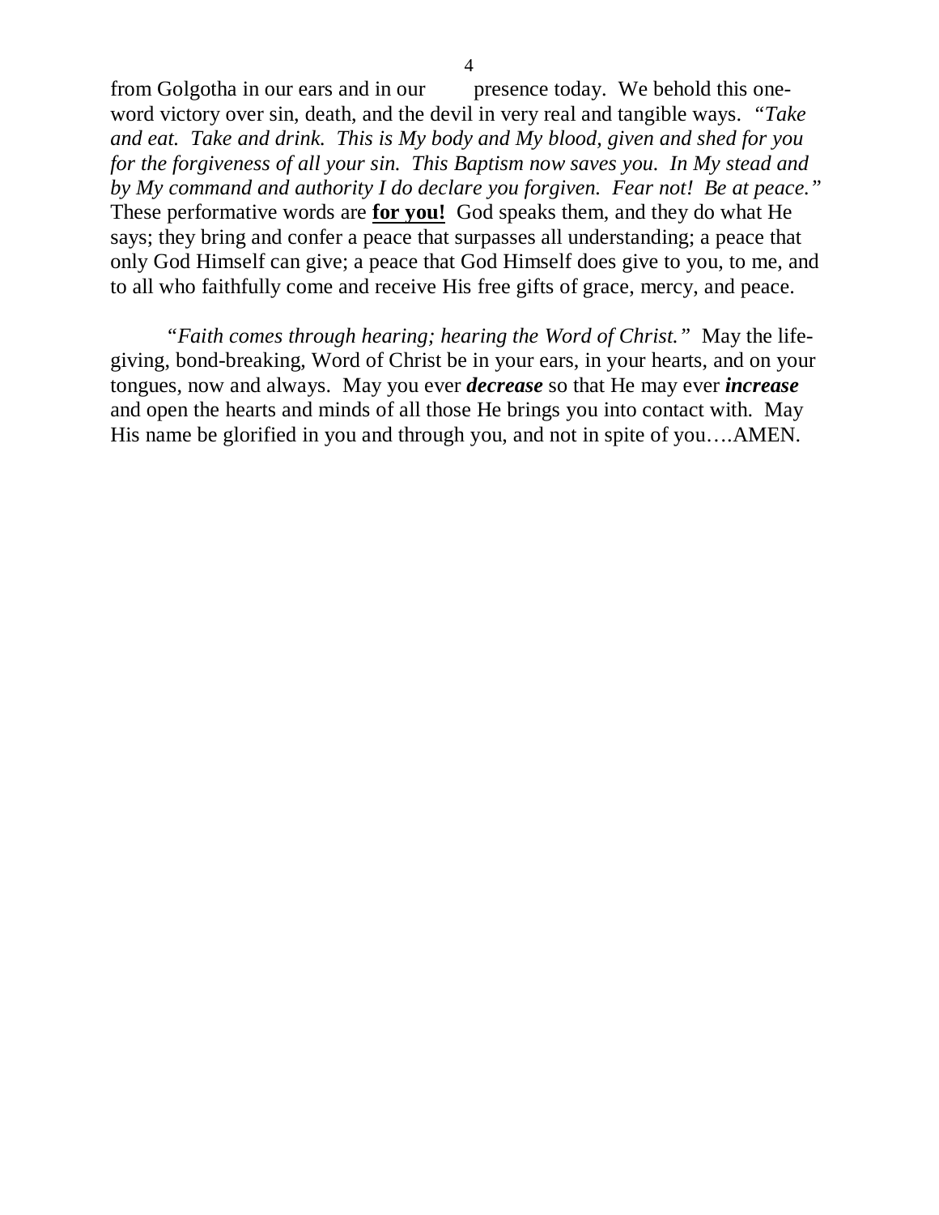from Golgotha in our ears and in our presence today. We behold this one-word victory over sin, death, and the devil in very real and tangible ways. "*Take and eat. Take and drink. This is My body and My blood, given and shed for you for the forgiveness of all your sin. This Baptism now saves you. In My stead and by My command and authority I do declare you forgiven. Fear not! Be at peace.*" These performative words are **<u>for you!</u>** God speaks them, and they do what He says; they bring and confer a peace that surpasses all understanding; a peace that only God Himself can give; a peace that God Himself does give to you, to me, and to all who faithfully come and receive His free gifts of grace, mercy, and peace.

"*Faith comes through hearing; hearing the Word of Christ.*" May the life-giving, bond-breaking, Word of Christ be in your ears, in your hearts, and on your tongues, now and always. May you ever ***decrease*** so that He may ever ***increase*** and open the hearts and minds of all those He brings you into contact with. May His name be glorified in you and through you, and not in spite of you….AMEN.